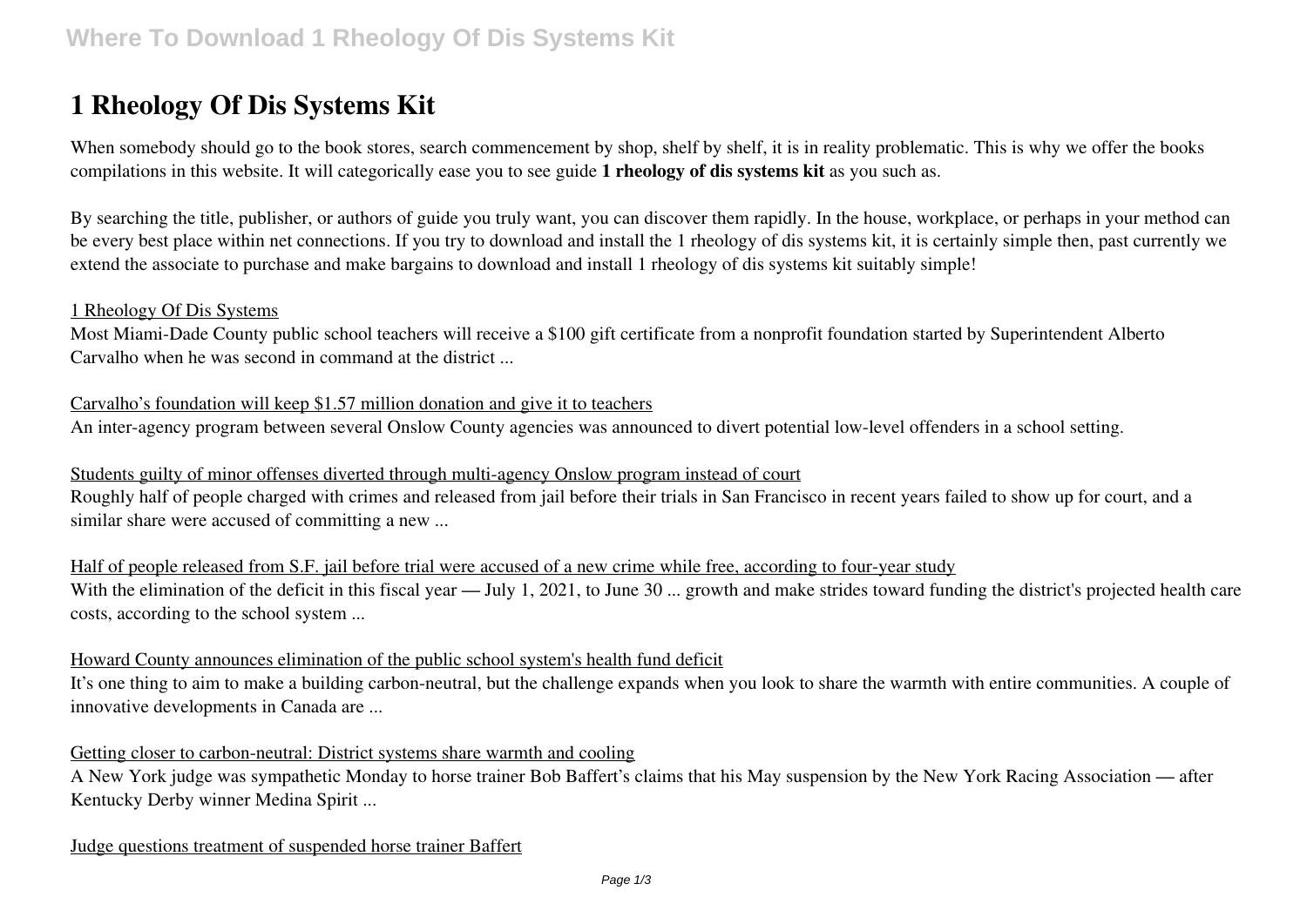# 1 Rheology Of Dis Systems Kit

When somebody should go to the book stores, search commencement by shop, shelf by shelf, it is in reality problematic. This is why we offer the books compilations in this website. It will categorically ease you to see guide **1 rheology of dis systems kit** as you such as.

By searching the title, publisher, or authors of guide you truly want, you can discover them rapidly. In the house, workplace, or perhaps in your method can be every best place within net connections. If you try to download and install the 1 rheology of dis systems kit, it is certainly simple then, past currently we extend the associate to purchase and make bargains to download and install 1 rheology of dis systems kit suitably simple!

1 Rheology Of Dis Systems

Most Miami-Dade County public school teachers will receive a $100 gift certificate from a nonprofit foundation started by Superintendent Alberto Carvalho when he was second in command at the district ...

Carvalho's foundation will keep $1.57 million donation and give it to teachers

An inter-agency program between several Onslow County agencies was announced to divert potential low-level offenders in a school setting.

Students guilty of minor offenses diverted through multi-agency Onslow program instead of court

Roughly half of people charged with crimes and released from jail before their trials in San Francisco in recent years failed to show up for court, and a similar share were accused of committing a new ...

Half of people released from S.F. jail before trial were accused of a new crime while free, according to four-year study

With the elimination of the deficit in this fiscal year — July 1, 2021, to June 30 ... growth and make strides toward funding the district's projected health care costs, according to the school system ...

Howard County announces elimination of the public school system's health fund deficit

It's one thing to aim to make a building carbon-neutral, but the challenge expands when you look to share the warmth with entire communities. A couple of innovative developments in Canada are ...

Getting closer to carbon-neutral: District systems share warmth and cooling

A New York judge was sympathetic Monday to horse trainer Bob Baffert's claims that his May suspension by the New York Racing Association — after Kentucky Derby winner Medina Spirit ...

Judge questions treatment of suspended horse trainer Baffert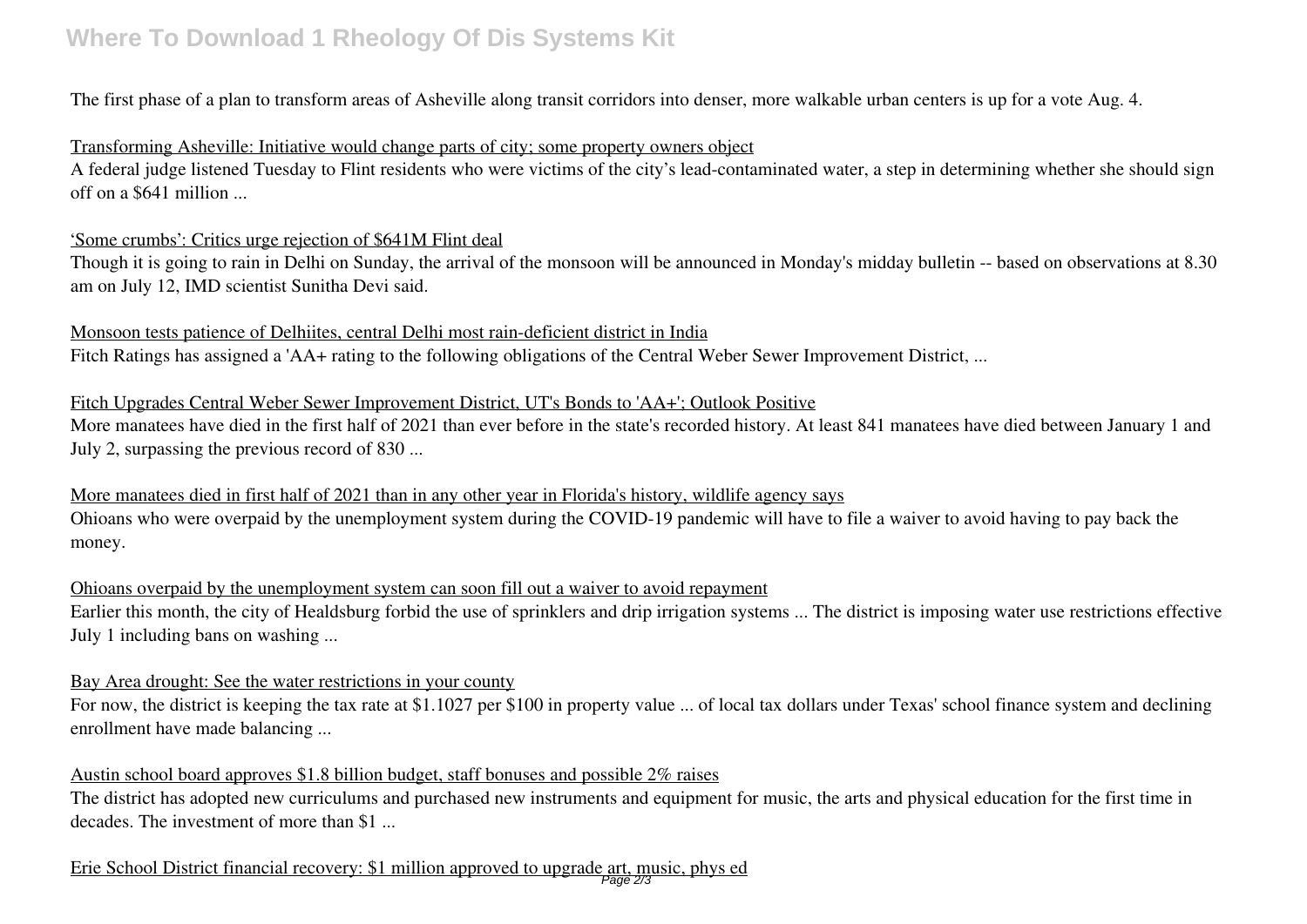The first phase of a plan to transform areas of Asheville along transit corridors into denser, more walkable urban centers is up for a vote Aug. 4.

Transforming Asheville: Initiative would change parts of city; some property owners object

A federal judge listened Tuesday to Flint residents who were victims of the city's lead-contaminated water, a step in determining whether she should sign off on a $641 million ...

'Some crumbs': Critics urge rejection of $641M Flint deal

Though it is going to rain in Delhi on Sunday, the arrival of the monsoon will be announced in Monday's midday bulletin -- based on observations at 8.30 am on July 12, IMD scientist Sunitha Devi said.

Monsoon tests patience of Delhiites, central Delhi most rain-deficient district in India

Fitch Ratings has assigned a 'AA+ rating to the following obligations of the Central Weber Sewer Improvement District, ...

Fitch Upgrades Central Weber Sewer Improvement District, UT's Bonds to 'AA+'; Outlook Positive

More manatees have died in the first half of 2021 than ever before in the state's recorded history. At least 841 manatees have died between January 1 and July 2, surpassing the previous record of 830 ...

More manatees died in first half of 2021 than in any other year in Florida's history, wildlife agency says

Ohioans who were overpaid by the unemployment system during the COVID-19 pandemic will have to file a waiver to avoid having to pay back the money.

Ohioans overpaid by the unemployment system can soon fill out a waiver to avoid repayment

Earlier this month, the city of Healdsburg forbid the use of sprinklers and drip irrigation systems ... The district is imposing water use restrictions effective July 1 including bans on washing ...

Bay Area drought: See the water restrictions in your county

For now, the district is keeping the tax rate at $1.1027 per $100 in property value ... of local tax dollars under Texas' school finance system and declining enrollment have made balancing ...

Austin school board approves $1.8 billion budget, staff bonuses and possible 2% raises

The district has adopted new curriculums and purchased new instruments and equipment for music, the arts and physical education for the first time in decades. The investment of more than $1 ...

Erie School District financial recovery: $1 million approved to upgrade art, music, phys ed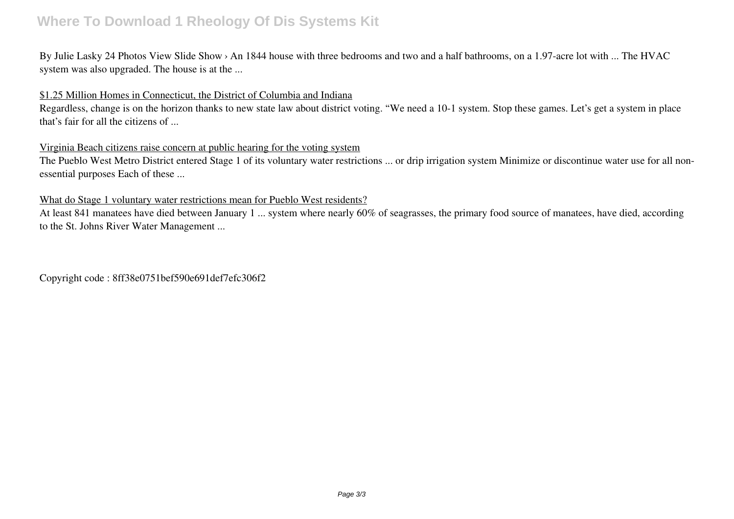By Julie Lasky 24 Photos View Slide Show › An 1844 house with three bedrooms and two and a half bathrooms, on a 1.97-acre lot with ... The HVAC system was also upgraded. The house is at the ...

$1.25 Million Homes in Connecticut, the District of Columbia and Indiana

Regardless, change is on the horizon thanks to new state law about district voting. "We need a 10-1 system. Stop these games. Let's get a system in place that's fair for all the citizens of ...

Virginia Beach citizens raise concern at public hearing for the voting system

The Pueblo West Metro District entered Stage 1 of its voluntary water restrictions ... or drip irrigation system Minimize or discontinue water use for all non-essential purposes Each of these ...

What do Stage 1 voluntary water restrictions mean for Pueblo West residents?

At least 841 manatees have died between January 1 ... system where nearly 60% of seagrasses, the primary food source of manatees, have died, according to the St. Johns River Water Management ...

Copyright code : 8ff38e0751bef590e691def7efc306f2